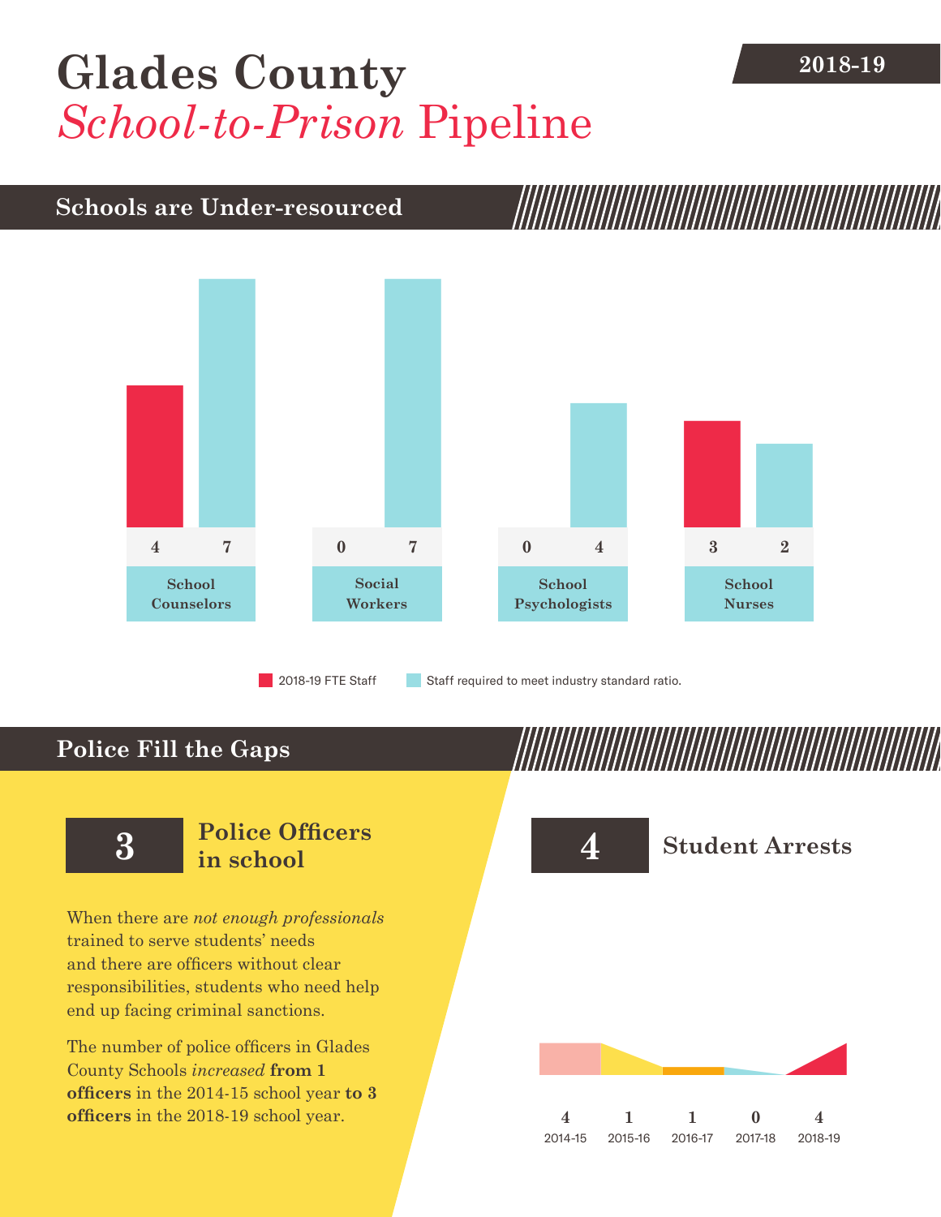# Glades County *School-to-Prison* Pipeline

2018-19

## Schools are Under-resourced

| | 2018-19 FTE Staff | Staff required to meet industry standard ratio. |
|---|---|---|
| School Counselors | 4 | 7 |
| Social Workers | 0 | 7 |
| School Psychologists | 0 | 4 |
| School Nurses | 3 | 2 |

## Police Fill the Gaps

**3** **Police Officers in school**

When there are *not enough professionals* trained to serve students' needs and there are officers without clear responsibilities, students who need help end up facing criminal sanctions.

The number of police officers in Glades County Schools *increased* **from 1 officers** in the 2014-15 school year **to 3 officers** in the 2018-19 school year.

**4** **Student Arrests**

| 2014-15 | 2015-16 | 2016-17 | 2017-18 | 2018-19 |
|---|---|---|---|---|
| 4 | 1 | 1 | 0 | 4 |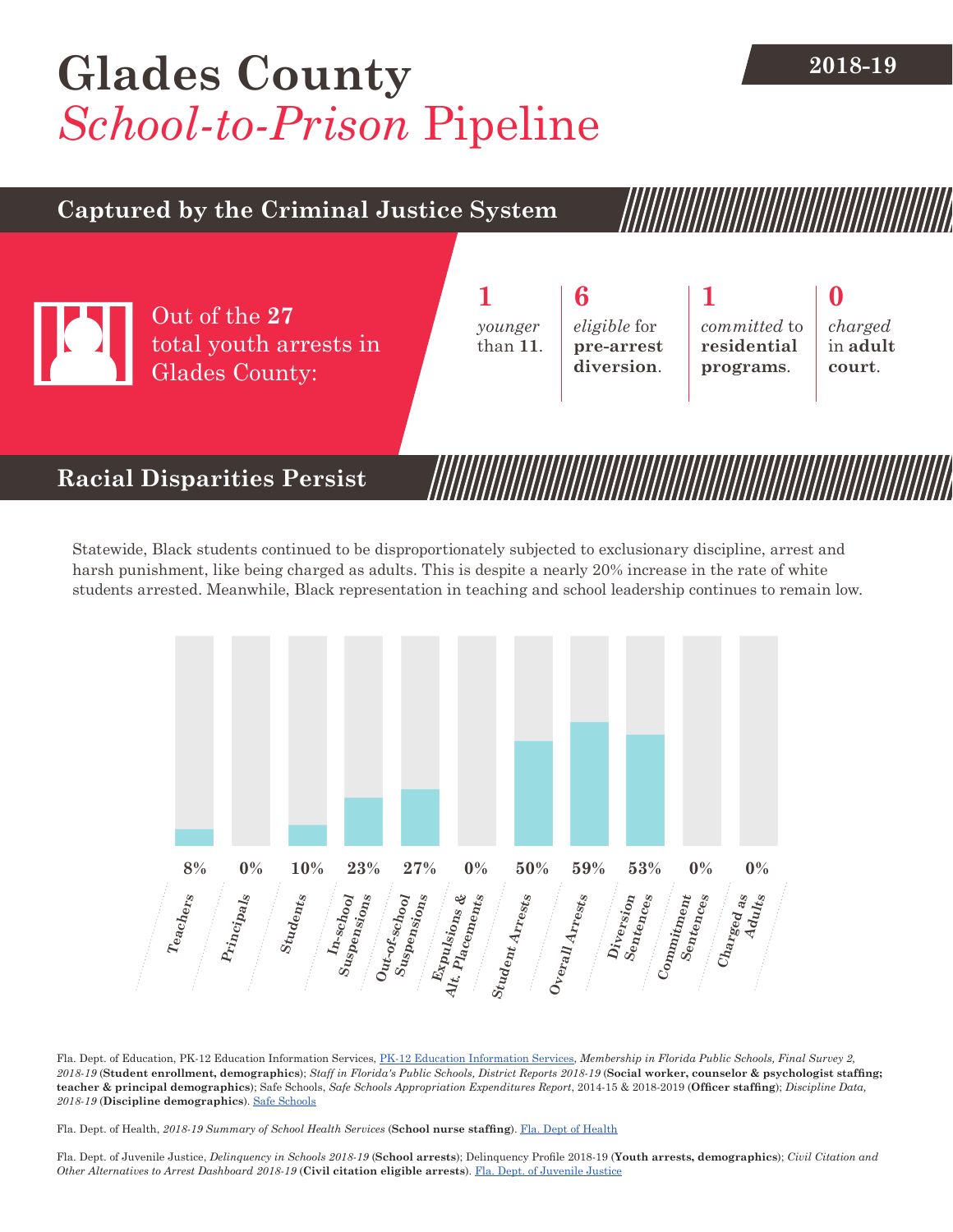# Glades County

# *School-to-Prison* Pipeline

2018-19

## Captured by the Criminal Justice System

Out of the **27** total youth arrests in Glades County:

**1** *younger* than **11**.

**6** *eligible* for **pre-arrest diversion**.

**1** *committed* to **residential programs**.

**0** *charged* in **adult court**.

## Racial Disparities Persist

Statewide, Black students continued to be disproportionately subjected to exclusionary discipline, arrest and harsh punishment, like being charged as adults. This is despite a nearly 20% increase in the rate of white students arrested. Meanwhile, Black representation in teaching and school leadership continues to remain low.

8% Teachers
0% Principals
10% Students
23% In-school Suspensions
27% Out-of-school Suspensions
0% Expulsions & Alt. Placements
50% Student Arrests
59% Overall Arrests
53% Diversion Sentences
0% Commitment Sentences
0% Charged as Adults

Fla. Dept. of Education, PK-12 Education Information Services, PK-12 Education Information Services, *Membership in Florida Public Schools, Final Survey 2, 2018-19* (**Student enrollment, demographics**); *Staff in Florida's Public Schools, District Reports 2018-19* (**Social worker, counselor & psychologist staffing; teacher & principal demographics**); Safe Schools, *Safe Schools Appropriation Expenditures Report*, 2014-15 & 2018-2019 (**Officer staffing**); *Discipline Data, 2018-19* (**Discipline demographics**). Safe Schools

Fla. Dept. of Health, *2018-19 Summary of School Health Services* (**School nurse staffing**). Fla. Dept of Health

Fla. Dept. of Juvenile Justice, *Delinquency in Schools 2018-19* (**School arrests**); Delinquency Profile 2018-19 (**Youth arrests, demographics**); *Civil Citation and Other Alternatives to Arrest Dashboard 2018-19* (**Civil citation eligible arrests**). Fla. Dept. of Juvenile Justice